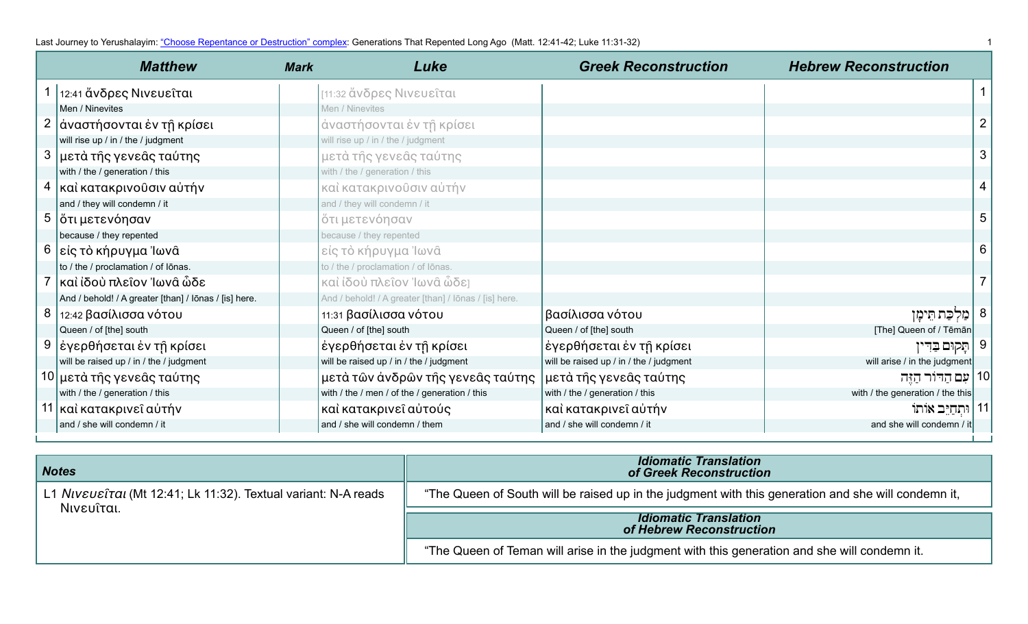Last Journey to Yerushalayim: "Choose Repentance or Destruction" complex: Generations That Repented Long Ago (Matt. 12:41-42; Luke 11:31-32)

| | Matthew | Mark | Luke | Greek Reconstruction | Hebrew Reconstruction | |
|---|---|---|---|---|---|---|
| 1 | 12:41 ἄνδρες Νινευεῖται<br>Men / Ninevites | | [11:32 ἄνδρες Νινευεῖται<br>Men / Ninevites | | | 1 |
| 2 | ἀναστήσονται ἐν τῇ κρίσει<br>will rise up / in / the / judgment | | ἀναστήσονται ἐν τῇ κρίσει<br>will rise up / in / the / judgment | | | 2 |
| 3 | μετὰ τῆς γενεᾶς ταύτης<br>with / the / generation / this | | μετὰ τῆς γενεᾶς ταύτης<br>with / the / generation / this | | | 3 |
| 4 | καὶ κατακρινοῦσιν αὐτήν<br>and / they will condemn / it | | καὶ κατακρινοῦσιν αὐτήν<br>and / they will condemn / it | | | 4 |
| 5 | ὅτι μετενόησαν<br>because / they repented | | ὅτι μετενόησαν<br>because / they repented | | | 5 |
| 6 | εἰς τὸ κήρυγμα Ἰωνᾶ<br>to / the / proclamation / of Iōnas. | | εἰς τὸ κήρυγμα Ἰωνᾶ<br>to / the / proclamation / of Iōnas. | | | 6 |
| 7 | καὶ ἰδοὺ πλεῖον Ἰωνᾶ ὧδε<br>And / behold! / A greater [than] / Iōnas / [is] here. | | καὶ ἰδοὺ πλεῖον Ἰωνᾶ ὧδε]<br>And / behold! / A greater [than] / Iōnas / [is] here. | | | 7 |
| 8 | 12:42 βασίλισσα νότου<br>Queen / of [the] south | | 11:31 βασίλισσα νότου<br>Queen / of [the] south | βασίλισσα νότου<br>Queen / of [the] south | מַלְכַּת תֵּימָן<br>[The] Queen of / Tēmān | 8 |
| 9 | ἐγερθήσεται ἐν τῇ κρίσει<br>will be raised up / in / the / judgment | | ἐγερθήσεται ἐν τῇ κρίσει<br>will be raised up / in / the / judgment | ἐγερθήσεται ἐν τῇ κρίσει<br>will be raised up / in / the / judgment | תָּקוּם בַּדִּין<br>will arise / in the judgment | 9 |
| 10 | μετὰ τῆς γενεᾶς ταύτης<br>with / the / generation / this | | μετὰ τῶν ἀνδρῶν τῆς γενεᾶς ταύτης<br>with / the / men / of the / generation / this | μετὰ τῆς γενεᾶς ταύτης<br>with / the / generation / this | עִם הַדּוֹר הַזֶּה<br>with / the generation / the this | 10 |
| 11 | καὶ κατακρινεῖ αὐτήν<br>and / she will condemn / it | | καὶ κατακρινεῖ αὐτούς<br>and / she will condemn / them | καὶ κατακρινεῖ αὐτήν<br>and / she will condemn / it | וּתְחַיֵּב אוֹתוֹ<br>and she will condemn / it | 11 |

| Notes |
|---|
| L1 *Νινευεῖται* (Mt 12:41; Lk 11:32). Textual variant: N-A reads Νινευῖται. |

| *Idiomatic Translation of Greek Reconstruction* |
|---|
| "The Queen of South will be raised up in the judgment with this generation and she will condemn it, |

| *Idiomatic Translation of Hebrew Reconstruction* |
|---|
| "The Queen of Teman will arise in the judgment with this generation and she will condemn it. |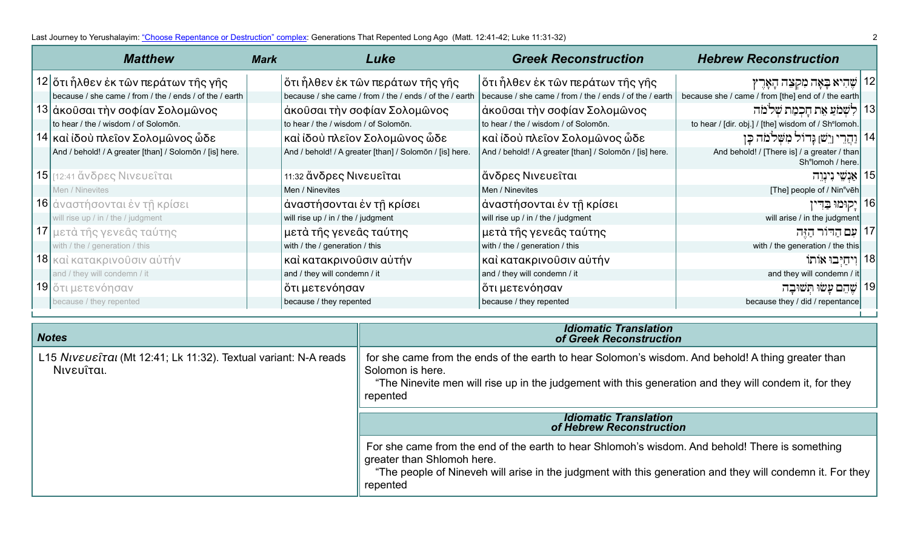| | Matthew | Mark | Luke | Greek Reconstruction | Hebrew Reconstruction | |
|---|---|---|---|---|---|---|
| 12 | ὅτι ἦλθεν ἐκ τῶν περάτων τῆς γῆς<br>because / she came / from / the / ends / of the / earth | | ὅτι ἦλθεν ἐκ τῶν περάτων τῆς γῆς<br>because / she came / from / the / ends / of the / earth | ὅτι ἦλθεν ἐκ τῶν περάτων τῆς γῆς<br>because / she came / from / the / ends / of the / earth | שֶׁהִיא בָאָה מִקְצֵה הָאָרֶץ<br>because she / came / from [the] end of / the earth | 12 |
| 13 | ἀκοῦσαι τὴν σοφίαν Σολομῶνος<br>to hear / the / wisdom / of Solomōn. | | ἀκοῦσαι τὴν σοφίαν Σολομῶνος<br>to hear / the / wisdom / of Solomōn. | ἀκοῦσαι τὴν σοφίαν Σολομῶνος<br>to hear / the / wisdom / of Solomōn. | לִשְׁמֹעַ אֶת חָכְמַת שְׁלֹמֹה<br>to hear / [dir. obj.] / [the] wisdom of / Shᵉlomoh. | 13 |
| 14 | καὶ ἰδοὺ πλεῖον Σολομῶνος ὧδε<br>And / behold! / A greater [than] / Solomōn / [is] here. | | καὶ ἰδοὺ πλεῖον Σολομῶνος ὧδε<br>And / behold! / A greater [than] / Solomōn / [is] here. | καὶ ἰδοὺ πλεῖον Σολομῶνος ὧδε<br>And / behold! / A greater [than] / Solomōn / [is] here. | וַהֲרֵי [יֵשׁ] גָּדוֹל מִשְּׁלֹמֹה כָּן<br>And behold! / [There is] / a greater / than Shᵉlomoh / here. | 14 |
| 15 | [12:41 ἄνδρες Νινευεῖται<br>Men / Ninevites | | 11:32 ἄνδρες Νινευεῖται<br>Men / Ninevites | ἄνδρες Νινευεῖται<br>Men / Ninevites | אַנְשֵׁי נִינְוֵה<br>[The] people of / Ninᵉvēh | 15 |
| 16 | ἀναστήσονται ἐν τῇ κρίσει<br>will rise up / in / the / judgment | | ἀναστήσονται ἐν τῇ κρίσει<br>will rise up / in / the / judgment | ἀναστήσονται ἐν τῇ κρίσει<br>will rise up / in / the / judgment | יָקוּמוּ בַּדִּין<br>will arise / in the judgment | 16 |
| 17 | μετὰ τῆς γενεᾶς ταύτης<br>with / the / generation / this | | μετὰ τῆς γενεᾶς ταύτης<br>with / the / generation / this | μετὰ τῆς γενεᾶς ταύτης<br>with / the / generation / this | עִם הַדּוֹר הַזֶּה<br>with / the generation / the this | 17 |
| 18 | καὶ κατακρινοῦσιν αὐτήν<br>and / they will condemn / it | | καὶ κατακρινοῦσιν αὐτήν<br>and / they will condemn / it | καὶ κατακρινοῦσιν αὐτήν<br>and / they will condemn / it | וִיחַיְּבוּ אוֹתוֹ<br>and they will condemn / it | 18 |
| 19 | ὅτι μετενόησαν<br>because / they repented | | ὅτι μετενόησαν<br>because / they repented | ὅτι μετενόησαν<br>because / they repented | שֶׁהֵם עָשׂוּ תְּשׁוּבָה<br>because they / did / repentance | 19 |

## Notes

L15 *Νινευεῖται* (Mt 12:41; Lk 11:32). Textual variant: N-A reads Νινευῖται.

## Idiomatic Translation of Greek Reconstruction

for she came from the ends of the earth to hear Solomon's wisdom. And behold! A thing greater than Solomon is here.

"The Ninevite men will rise up in the judgement with this generation and they will condem it, for they repented

## Idiomatic Translation of Hebrew Reconstruction

For she came from the end of the earth to hear Shlomoh's wisdom. And behold! There is something greater than Shlomoh here.

"The people of Nineveh will arise in the judgment with this generation and they will condemn it. For they repented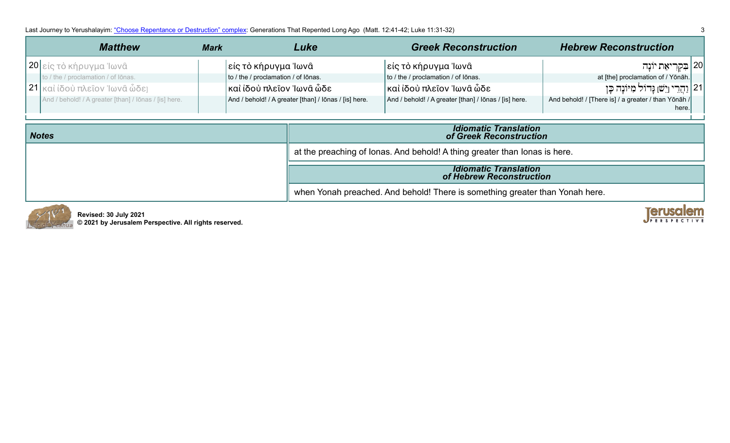| Matthew | | Mark | Luke | Greek Reconstruction | Hebrew Reconstruction | |
|---|---|---|---|---|---|---|
| 20 | εἰς τὸ κήρυγμα Ἰωνᾶ | | εἰς τὸ κήρυγμα Ἰωνᾶ | εἰς τὸ κήρυγμα Ἰωνᾶ | בִּקְרִיאַת יוֹנָה | 20 |
| | to / the / proclamation / of Iōnas. | | to / the / proclamation / of Iōnas. | to / the / proclamation / of Iōnas. | at [the] proclamation of / Yōnāh. | |
| 21 | καὶ ἰδοὺ πλεῖον Ἰωνᾶ ὧδε] | | καὶ ἰδοὺ πλεῖον Ἰωνᾶ ὧδε | καὶ ἰδοὺ πλεῖον Ἰωνᾶ ὧδε | וַהֲרֵי [יֵשׁ] גָּדוֹל מִיּוֹנָה כָּן | 21 |
| | And / behold! / A greater [than] / Iōnas / [is] here. | | And / behold! / A greater [than] / Iōnas / [is] here. | And / behold! / A greater [than] / Iōnas / [is] here. | And behold! / [There is] / a greater / than Yōnāh / here. | |

| Notes | Idiomatic Translation of Greek Reconstruction |
|---|---|
| | at the preaching of Ionas. And behold! A thing greater than Ionas is here. |
| | **Idiomatic Translation of Hebrew Reconstruction** |
| | when Yonah preached. And behold! There is something greater than Yonah here. |

Revised: 30 July 2021
© 2021 by Jerusalem Perspective. All rights reserved.